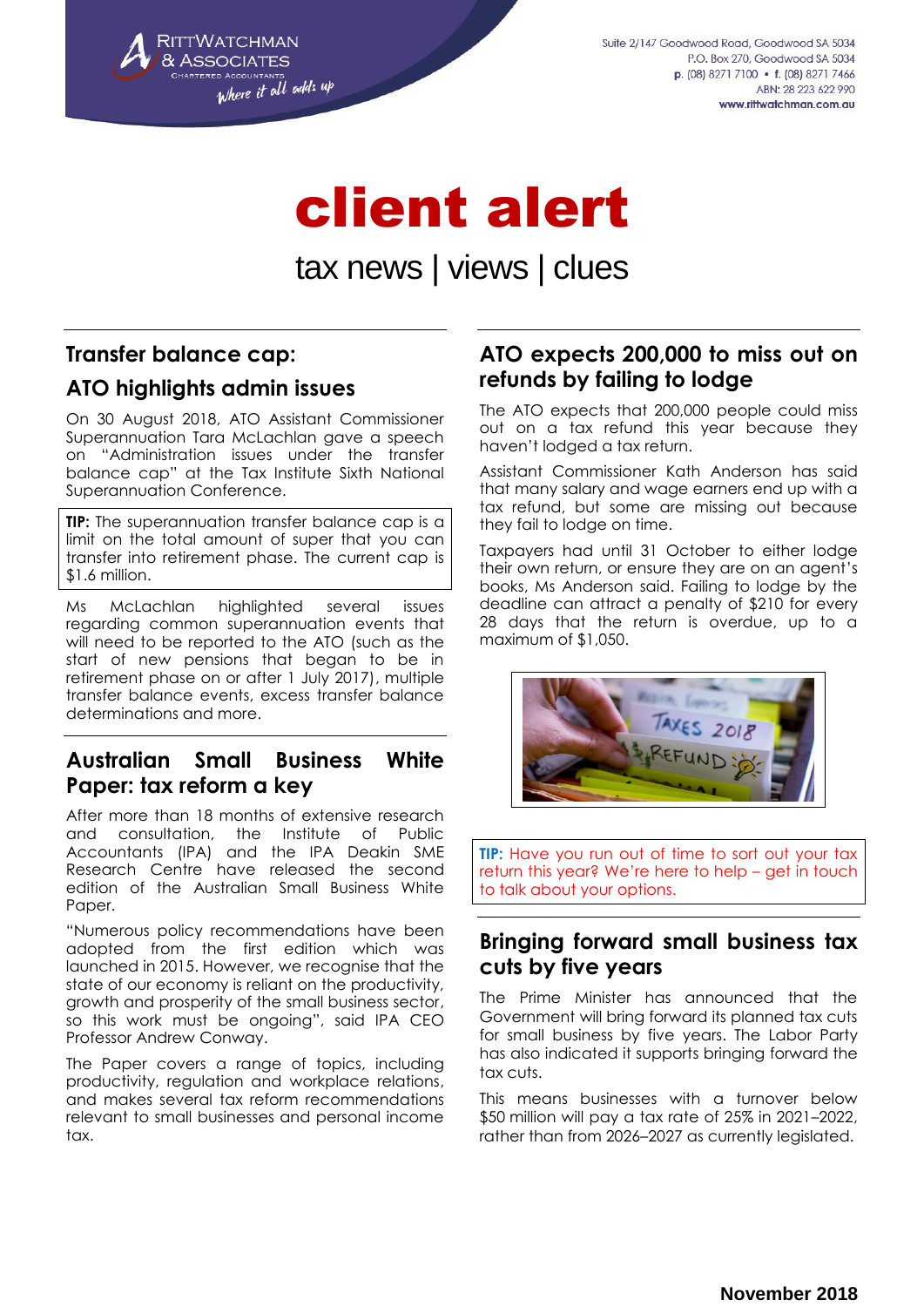Rittwatchman & Associates
Chartered Accountants
*Where it all adds up*

Suite 2/147 Goodwood Road, Goodwood SA 5034
P.O. Box 270, Goodwood SA 5034
p. (08) 8271 7100 • f. (08) 8271 7466
ABN: 28 223 622 990
www.rittwatchman.com.au

# client alert

tax news | views | clues

## Transfer balance cap: ATO highlights admin issues

On 30 August 2018, ATO Assistant Commissioner Superannuation Tara McLachlan gave a speech on "Administration issues under the transfer balance cap" at the Tax Institute Sixth National Superannuation Conference.

**TIP:** The superannuation transfer balance cap is a limit on the total amount of super that you can transfer into retirement phase. The current cap is $1.6 million.

Ms McLachlan highlighted several issues regarding common superannuation events that will need to be reported to the ATO (such as the start of new pensions that began to be in retirement phase on or after 1 July 2017), multiple transfer balance events, excess transfer balance determinations and more.

## Australian Small Business White Paper: tax reform a key

After more than 18 months of extensive research and consultation, the Institute of Public Accountants (IPA) and the IPA Deakin SME Research Centre have released the second edition of the Australian Small Business White Paper.

"Numerous policy recommendations have been adopted from the first edition which was launched in 2015. However, we recognise that the state of our economy is reliant on the productivity, growth and prosperity of the small business sector, so this work must be ongoing", said IPA CEO Professor Andrew Conway.

The Paper covers a range of topics, including productivity, regulation and workplace relations, and makes several tax reform recommendations relevant to small businesses and personal income tax.

## ATO expects 200,000 to miss out on refunds by failing to lodge

The ATO expects that 200,000 people could miss out on a tax refund this year because they haven't lodged a tax return.

Assistant Commissioner Kath Anderson has said that many salary and wage earners end up with a tax refund, but some are missing out because they fail to lodge on time.

Taxpayers had until 31 October to either lodge their own return, or ensure they are on an agent's books, Ms Anderson said. Failing to lodge by the deadline can attract a penalty of $210 for every 28 days that the return is overdue, up to a maximum of $1,050.

**TIP:** Have you run out of time to sort out your tax return this year? We're here to help – get in touch to talk about your options.

## Bringing forward small business tax cuts by five years

The Prime Minister has announced that the Government will bring forward its planned tax cuts for small business by five years. The Labor Party has also indicated it supports bringing forward the tax cuts.

This means businesses with a turnover below $50 million will pay a tax rate of 25% in 2021–2022, rather than from 2026–2027 as currently legislated.

November 2018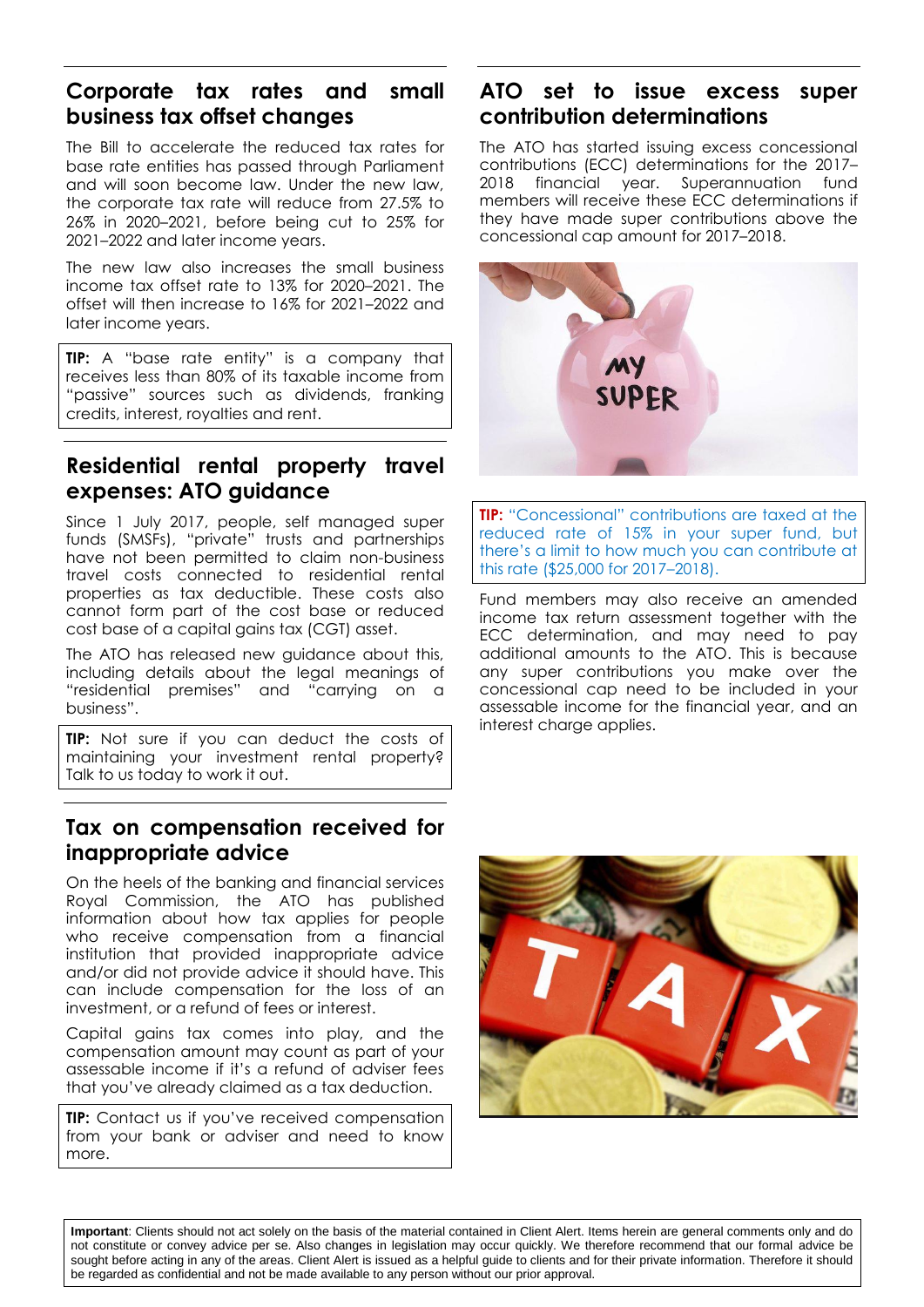## Corporate tax rates and small business tax offset changes

The Bill to accelerate the reduced tax rates for base rate entities has passed through Parliament and will soon become law. Under the new law, the corporate tax rate will reduce from 27.5% to 26% in 2020–2021, before being cut to 25% for 2021–2022 and later income years.

The new law also increases the small business income tax offset rate to 13% for 2020–2021. The offset will then increase to 16% for 2021–2022 and later income years.

**TIP:** A "base rate entity" is a company that receives less than 80% of its taxable income from "passive" sources such as dividends, franking credits, interest, royalties and rent.

## Residential rental property travel expenses: ATO guidance

Since 1 July 2017, people, self managed super funds (SMSFs), "private" trusts and partnerships have not been permitted to claim non-business travel costs connected to residential rental properties as tax deductible. These costs also cannot form part of the cost base or reduced cost base of a capital gains tax (CGT) asset.

The ATO has released new guidance about this, including details about the legal meanings of "residential premises" and "carrying on a business".

**TIP:** Not sure if you can deduct the costs of maintaining your investment rental property? Talk to us today to work it out.

## Tax on compensation received for inappropriate advice

On the heels of the banking and financial services Royal Commission, the ATO has published information about how tax applies for people who receive compensation from a financial institution that provided inappropriate advice and/or did not provide advice it should have. This can include compensation for the loss of an investment, or a refund of fees or interest.

Capital gains tax comes into play, and the compensation amount may count as part of your assessable income if it's a refund of adviser fees that you've already claimed as a tax deduction.

**TIP:** Contact us if you've received compensation from your bank or adviser and need to know more.

## ATO set to issue excess super contribution determinations

The ATO has started issuing excess concessional contributions (ECC) determinations for the 2017–2018 financial year. Superannuation fund members will receive these ECC determinations if they have made super contributions above the concessional cap amount for 2017–2018.

**TIP:** "Concessional" contributions are taxed at the reduced rate of 15% in your super fund, but there's a limit to how much you can contribute at this rate ($25,000 for 2017–2018).

Fund members may also receive an amended income tax return assessment together with the ECC determination, and may need to pay additional amounts to the ATO. This is because any super contributions you make over the concessional cap need to be included in your assessable income for the financial year, and an interest charge applies.

**Important**: Clients should not act solely on the basis of the material contained in Client Alert. Items herein are general comments only and do not constitute or convey advice per se. Also changes in legislation may occur quickly. We therefore recommend that our formal advice be sought before acting in any of the areas. Client Alert is issued as a helpful guide to clients and for their private information. Therefore it should be regarded as confidential and not be made available to any person without our prior approval.